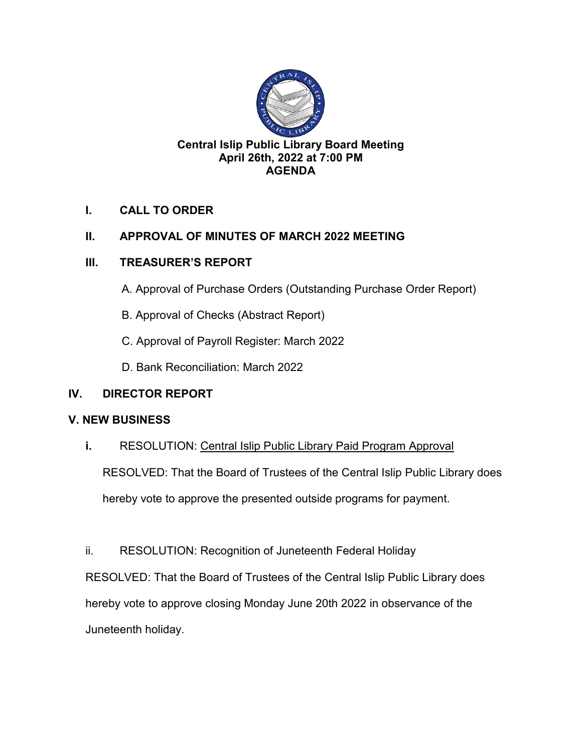**Central Islip Public Library Board Meeting**
**April 26th, 2022 at 7:00 PM**
**AGENDA**

**I. CALL TO ORDER**

**II. APPROVAL OF MINUTES OF MARCH 2022 MEETING**

**III. TREASURER'S REPORT**

A. Approval of Purchase Orders (Outstanding Purchase Order Report)

B. Approval of Checks (Abstract Report)

C. Approval of Payroll Register: March 2022

D. Bank Reconciliation: March 2022

**IV. DIRECTOR REPORT**

**V. NEW BUSINESS**

**i.** RESOLUTION: Central Islip Public Library Paid Program Approval

RESOLVED: That the Board of Trustees of the Central Islip Public Library does hereby vote to approve the presented outside programs for payment.

ii. RESOLUTION: Recognition of Juneteenth Federal Holiday

RESOLVED: That the Board of Trustees of the Central Islip Public Library does hereby vote to approve closing Monday June 20th 2022 in observance of the Juneteenth holiday.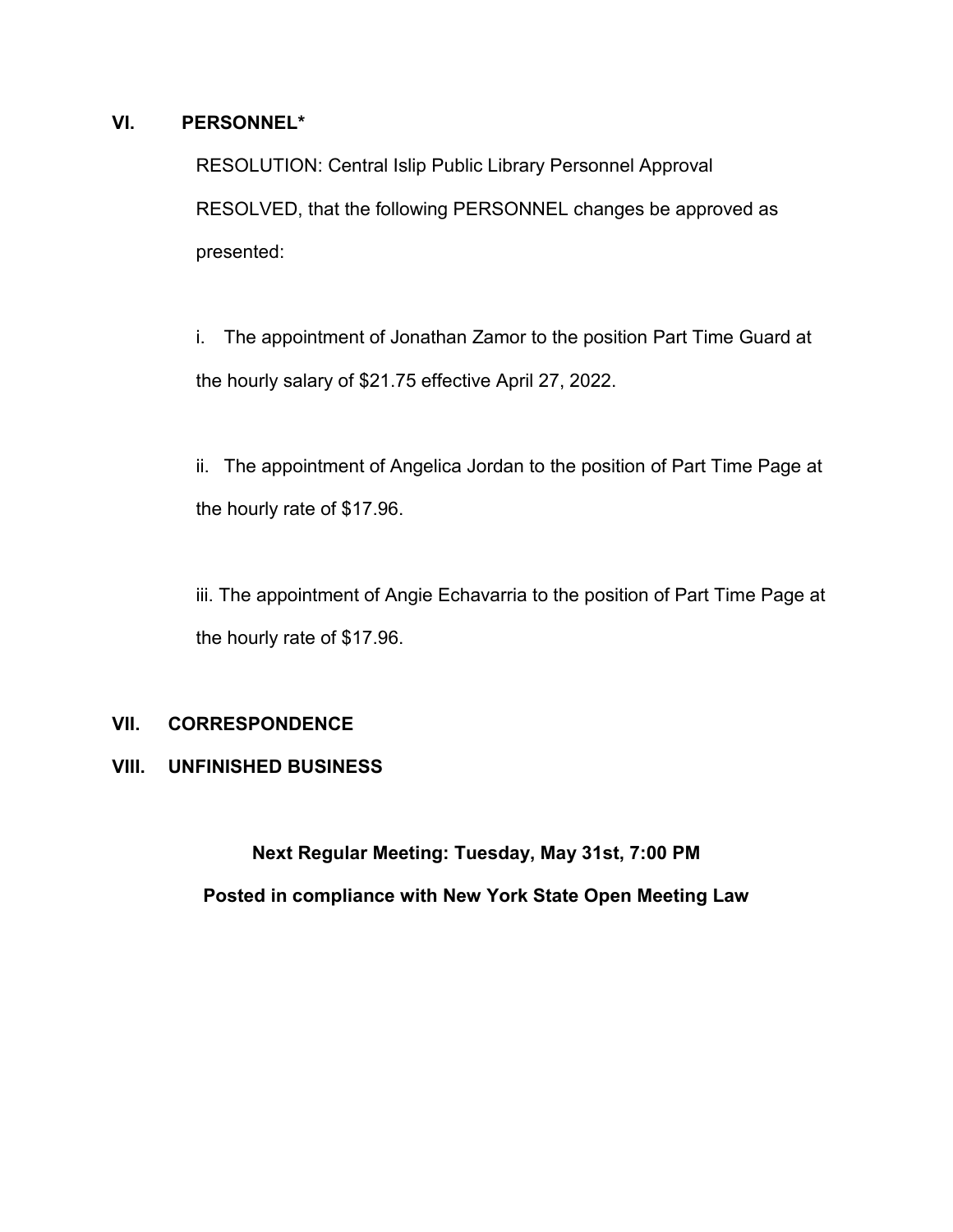## VI. PERSONNEL*

RESOLUTION: Central Islip Public Library Personnel Approval

RESOLVED, that the following PERSONNEL changes be approved as presented:

i. The appointment of Jonathan Zamor to the position Part Time Guard at the hourly salary of $21.75 effective April 27, 2022.

ii. The appointment of Angelica Jordan to the position of Part Time Page at the hourly rate of $17.96.

iii. The appointment of Angie Echavarria to the position of Part Time Page at the hourly rate of $17.96.

## VII. CORRESPONDENCE

## VIII. UNFINISHED BUSINESS

**Next Regular Meeting: Tuesday, May 31st, 7:00 PM**

**Posted in compliance with New York State Open Meeting Law**